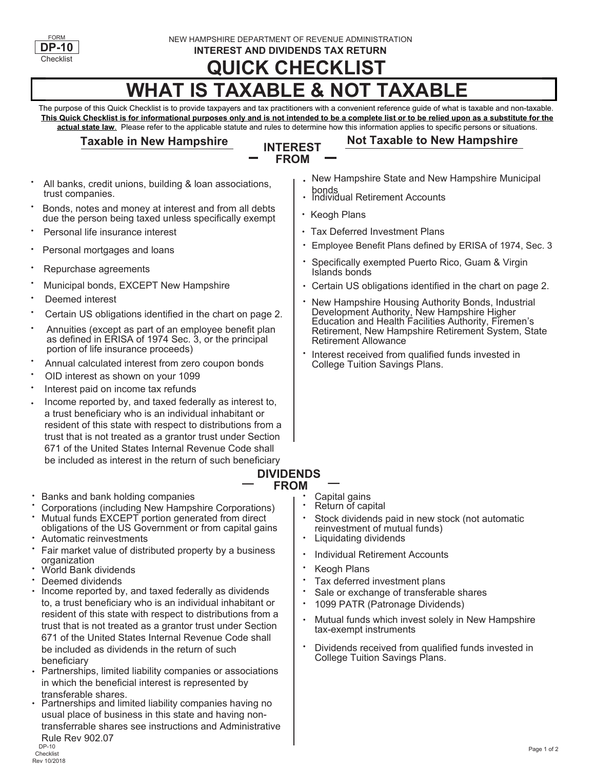FORM **DP-10** Checklist

NEW HAMPSHIRE DEPARTMENT OF REVENUE ADMINISTRATION

**INTEREST AND DIVIDENDS TAX RETURN**

# QUICK CHECKLIST

# WHAT IS TAXABLE & NOT TAXABLE

The purpose of this Quick Checklist is to provide taxpayers and tax practitioners with a convenient reference guide of what is taxable and non-taxable. **This Quick Checklist is for informational purposes only and is not intended to be a complete list or to be relied upon as a substitute for the actual state law**. Please refer to the applicable statute and rules to determine how this information applies to specific persons or situations.

## INTEREST FROM

### Taxable in New Hampshire

- All banks, credit unions, building & loan associations, trust companies.
- Bonds, notes and money at interest and from all debts due the person being taxed unless specifically exempt
- Personal life insurance interest
- Personal mortgages and loans
- Repurchase agreements
- Municipal bonds, EXCEPT New Hampshire
- Deemed interest
- Certain US obligations identified in the chart on page 2.
- Annuities (except as part of an employee benefit plan as defined in ERISA of 1974 Sec. 3, or the principal portion of life insurance proceeds)
- Annual calculated interest from zero coupon bonds
- OID interest as shown on your 1099
- Interest paid on income tax refunds
- Income reported by, and taxed federally as interest to, a trust beneficiary who is an individual inhabitant or resident of this state with respect to distributions from a trust that is not treated as a grantor trust under Section 671 of the United States Internal Revenue Code shall be included as interest in the return of such beneficiary

### Not Taxable to New Hampshire

- New Hampshire State and New Hampshire Municipal bonds
- Individual Retirement Accounts
- Keogh Plans
- Tax Deferred Investment Plans
- Employee Benefit Plans defined by ERISA of 1974, Sec. 3
- Specifically exempted Puerto Rico, Guam & Virgin Islands bonds
- Certain US obligations identified in the chart on page 2.
- New Hampshire Housing Authority Bonds, Industrial Development Authority, New Hampshire Higher Education and Health Facilities Authority, Firemen's Retirement, New Hampshire Retirement System, State Retirement Allowance
- Interest received from qualified funds invested in College Tuition Savings Plans.

## DIVIDENDS FROM

### Taxable in New Hampshire

- Banks and bank holding companies
- Corporations (including New Hampshire Corporations)
- Mutual funds EXCEPT portion generated from direct obligations of the US Government or from capital gains
- Automatic reinvestments
- Fair market value of distributed property by a business organization
- World Bank dividends
- Deemed dividends
- Income reported by, and taxed federally as dividends to, a trust beneficiary who is an individual inhabitant or resident of this state with respect to distributions from a trust that is not treated as a grantor trust under Section 671 of the United States Internal Revenue Code shall be included as dividends in the return of such beneficiary
- Partnerships, limited liability companies or associations in which the beneficial interest is represented by transferable shares.
- Partnerships and limited liability companies having no usual place of business in this state and having non-transferrable shares see instructions and Administrative Rule Rev 902.07

### Not Taxable to New Hampshire

- Capital gains
- Return of capital
- Stock dividends paid in new stock (not automatic reinvestment of mutual funds)
- Liquidating dividends
- Individual Retirement Accounts
- Keogh Plans
- Tax deferred investment plans
- Sale or exchange of transferable shares
- 1099 PATR (Patronage Dividends)
- Mutual funds which invest solely in New Hampshire tax-exempt instruments
- Dividends received from qualified funds invested in College Tuition Savings Plans.

DP-10 Checklist Rev 10/2018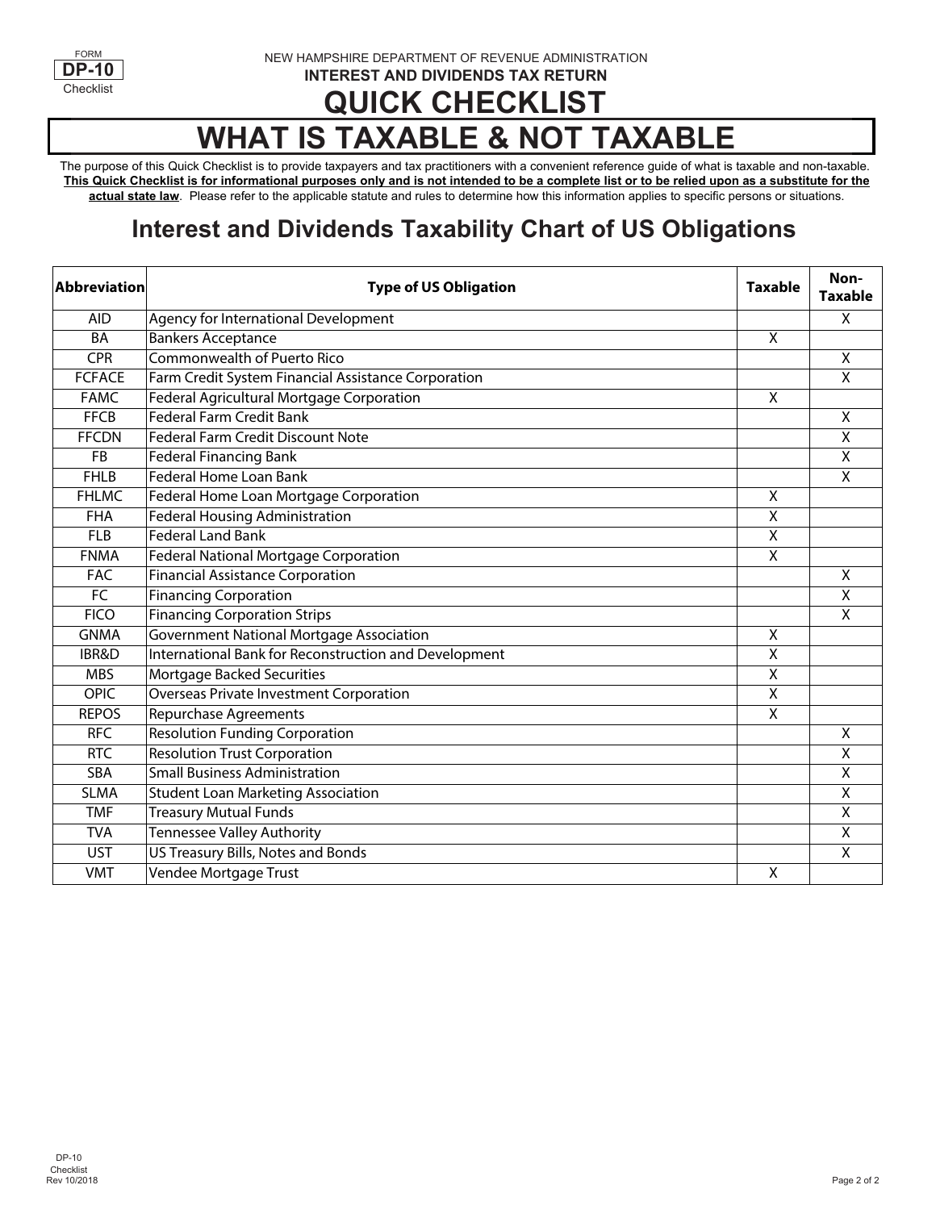FORM **DP-10** Checklist

NEW HAMPSHIRE DEPARTMENT OF REVENUE ADMINISTRATION

**INTEREST AND DIVIDENDS TAX RETURN**

# QUICK CHECKLIST

# WHAT IS TAXABLE & NOT TAXABLE

The purpose of this Quick Checklist is to provide taxpayers and tax practitioners with a convenient reference guide of what is taxable and non-taxable. **This Quick Checklist is for informational purposes only and is not intended to be a complete list or to be relied upon as a substitute for the actual state law**. Please refer to the applicable statute and rules to determine how this information applies to specific persons or situations.

## Interest and Dividends Taxability Chart of US Obligations

| Abbreviation | Type of US Obligation | Taxable | Non-Taxable |
|---|---|---|---|
| AID | Agency for International Development | | X |
| BA | Bankers Acceptance | X | |
| CPR | Commonwealth of Puerto Rico | | X |
| FCFACE | Farm Credit System Financial Assistance Corporation | | X |
| FAMC | Federal Agricultural Mortgage Corporation | X | |
| FFCB | Federal Farm Credit Bank | | X |
| FFCDN | Federal Farm Credit Discount Note | | X |
| FB | Federal Financing Bank | | X |
| FHLB | Federal Home Loan Bank | | X |
| FHLMC | Federal Home Loan Mortgage Corporation | X | |
| FHA | Federal Housing Administration | X | |
| FLB | Federal Land Bank | X | |
| FNMA | Federal National Mortgage Corporation | X | |
| FAC | Financial Assistance Corporation | | X |
| FC | Financing Corporation | | X |
| FICO | Financing Corporation Strips | | X |
| GNMA | Government National Mortgage Association | X | |
| IBR&D | International Bank for Reconstruction and Development | X | |
| MBS | Mortgage Backed Securities | X | |
| OPIC | Overseas Private Investment Corporation | X | |
| REPOS | Repurchase Agreements | X | |
| RFC | Resolution Funding Corporation | | X |
| RTC | Resolution Trust Corporation | | X |
| SBA | Small Business Administration | | X |
| SLMA | Student Loan Marketing Association | | X |
| TMF | Treasury Mutual Funds | | X |
| TVA | Tennessee Valley Authority | | X |
| UST | US Treasury Bills, Notes and Bonds | | X |
| VMT | Vendee Mortgage Trust | X | |

DP-10 Checklist Rev 10/2018